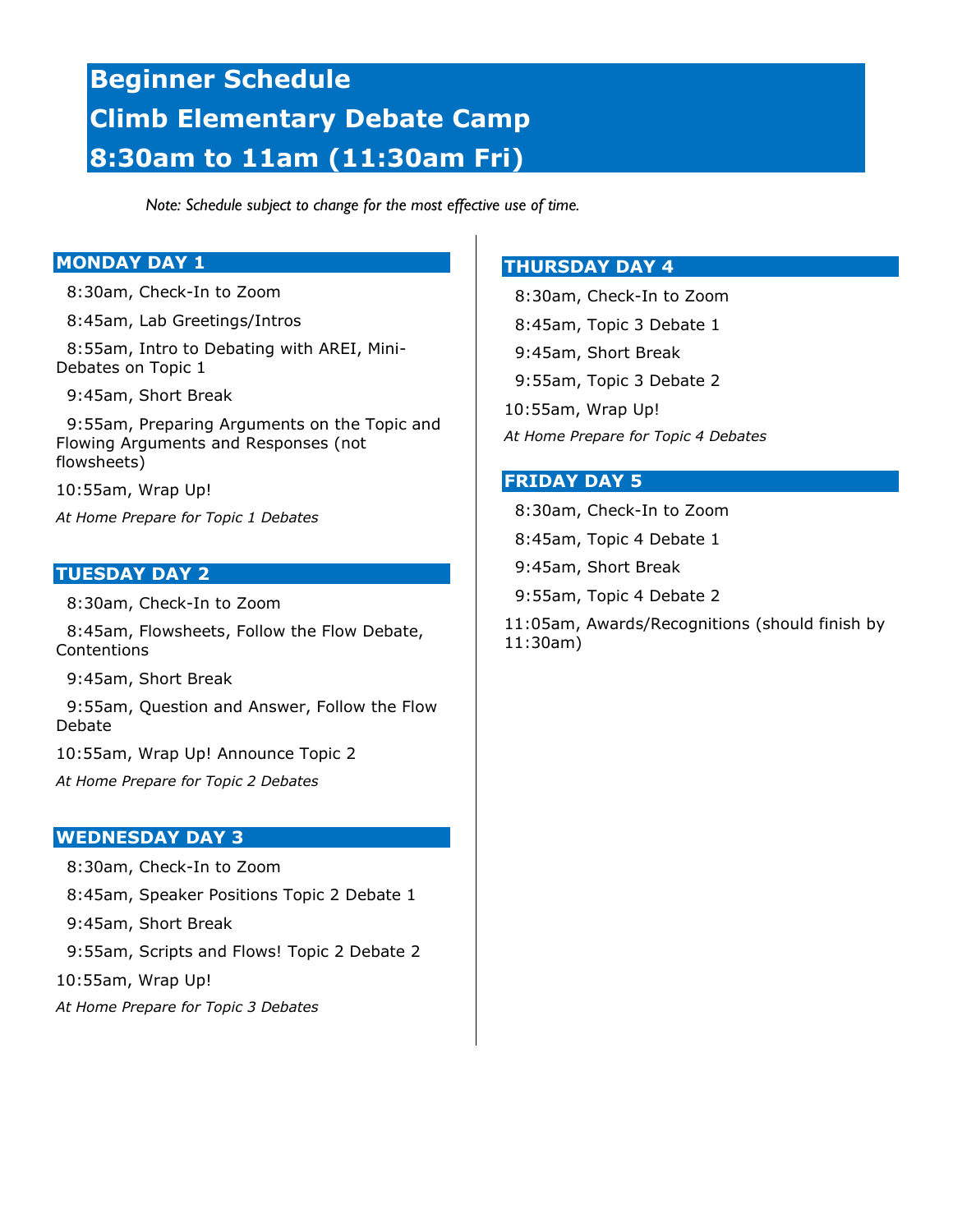# Beginner Schedule
# Climb Elementary Debate Camp
# 8:30am to 11am (11:30am Fri)

*Note: Schedule subject to change for the most effective use of time.*

## MONDAY DAY 1

8:30am, Check-In to Zoom

8:45am, Lab Greetings/Intros

8:55am, Intro to Debating with AREI, Mini-Debates on Topic 1

9:45am, Short Break

9:55am, Preparing Arguments on the Topic and Flowing Arguments and Responses (not flowsheets)

10:55am, Wrap Up!

*At Home Prepare for Topic 1 Debates*

## TUESDAY DAY 2

8:30am, Check-In to Zoom

8:45am, Flowsheets, Follow the Flow Debate, Contentions

9:45am, Short Break

9:55am, Question and Answer, Follow the Flow Debate

10:55am, Wrap Up! Announce Topic 2

*At Home Prepare for Topic 2 Debates*

## WEDNESDAY DAY 3

8:30am, Check-In to Zoom

8:45am, Speaker Positions Topic 2 Debate 1

9:45am, Short Break

9:55am, Scripts and Flows! Topic 2 Debate 2

10:55am, Wrap Up!

*At Home Prepare for Topic 3 Debates*

## THURSDAY DAY 4

8:30am, Check-In to Zoom

8:45am, Topic 3 Debate 1

9:45am, Short Break

9:55am, Topic 3 Debate 2

10:55am, Wrap Up!

*At Home Prepare for Topic 4 Debates*

## FRIDAY DAY 5

8:30am, Check-In to Zoom

8:45am, Topic 4 Debate 1

9:45am, Short Break

9:55am, Topic 4 Debate 2

11:05am, Awards/Recognitions (should finish by 11:30am)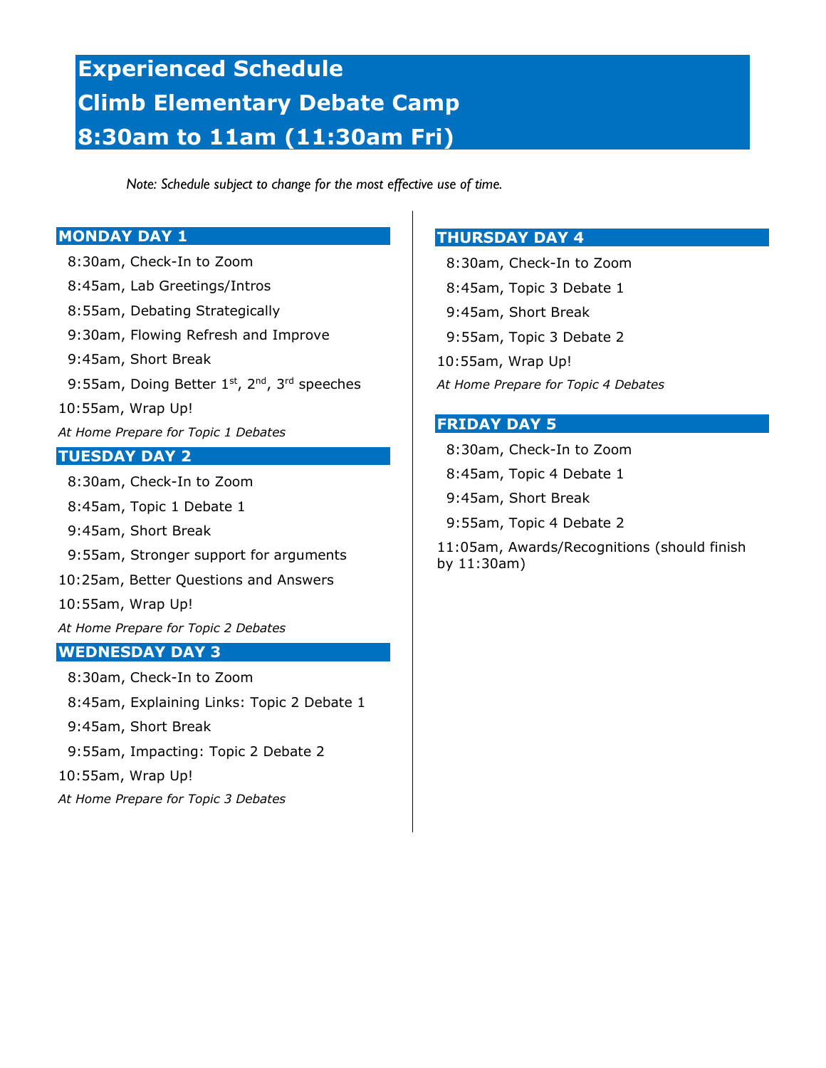# Experienced Schedule
# Climb Elementary Debate Camp
# 8:30am to 11am (11:30am Fri)

*Note: Schedule subject to change for the most effective use of time.*

## MONDAY DAY 1

8:30am, Check-In to Zoom
8:45am, Lab Greetings/Intros
8:55am, Debating Strategically
9:30am, Flowing Refresh and Improve
9:45am, Short Break
9:55am, Doing Better 1st, 2nd, 3rd speeches
10:55am, Wrap Up!

*At Home Prepare for Topic 1 Debates*

## TUESDAY DAY 2

8:30am, Check-In to Zoom
8:45am, Topic 1 Debate 1
9:45am, Short Break
9:55am, Stronger support for arguments
10:25am, Better Questions and Answers
10:55am, Wrap Up!

*At Home Prepare for Topic 2 Debates*

## WEDNESDAY DAY 3

8:30am, Check-In to Zoom
8:45am, Explaining Links: Topic 2 Debate 1
9:45am, Short Break
9:55am, Impacting: Topic 2 Debate 2
10:55am, Wrap Up!

*At Home Prepare for Topic 3 Debates*

## THURSDAY DAY 4

8:30am, Check-In to Zoom
8:45am, Topic 3 Debate 1
9:45am, Short Break
9:55am, Topic 3 Debate 2
10:55am, Wrap Up!

*At Home Prepare for Topic 4 Debates*

## FRIDAY DAY 5

8:30am, Check-In to Zoom
8:45am, Topic 4 Debate 1
9:45am, Short Break
9:55am, Topic 4 Debate 2
11:05am, Awards/Recognitions (should finish by 11:30am)